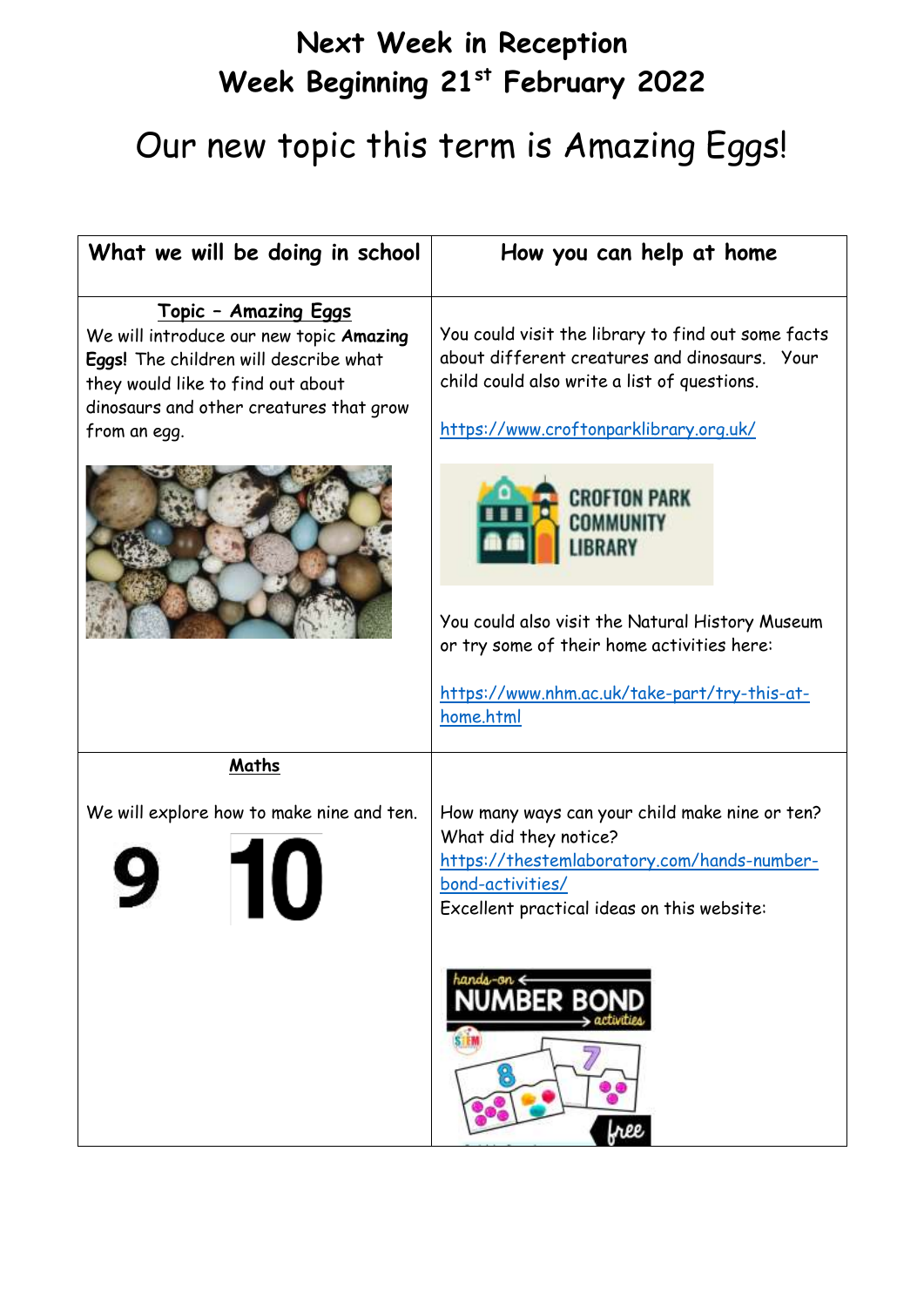# Next Week in Reception
## Week Beginning 21st February 2022

Our new topic this term is Amazing Eggs!

| What we will be doing in school | How you can help at home |
|---|---|
| **Topic – Amazing Eggs** We will introduce our new topic **Amazing Eggs!** The children will describe what they would like to find out about dinosaurs and other creatures that grow from an egg. | You could visit the library to find out some facts about different creatures and dinosaurs. Your child could also write a list of questions. https://www.croftonparklibrary.org.uk/ CROFTON PARK COMMUNITY LIBRARY You could also visit the Natural History Museum or try some of their home activities here: https://www.nhm.ac.uk/take-part/try-this-at-home.html |
| **Maths** We will explore how to make nine and ten. 9 10 | How many ways can your child make nine or ten? What did they notice? https://thestemlaboratory.com/hands-number-bond-activities/ Excellent practical ideas on this website: hands-on NUMBER BOND activities |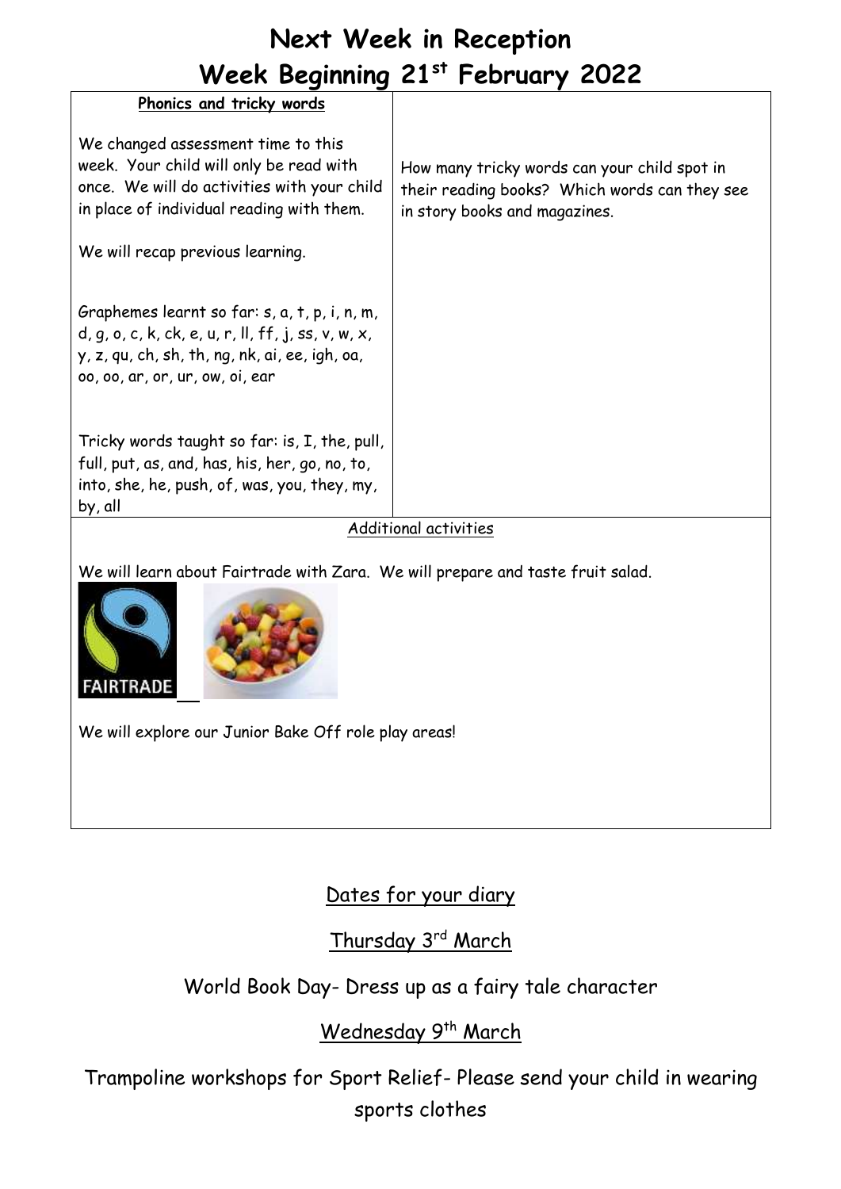# Next Week in Reception
# Week Beginning 21st February 2022

**Phonics and tricky words**

We changed assessment time to this week. Your child will only be read with once. We will do activities with your child in place of individual reading with them.

We will recap previous learning.

Graphemes learnt so far: s, a, t, p, i, n, m, d, g, o, c, k, ck, e, u, r, ll, ff, j, ss, v, w, x, y, z, qu, ch, sh, th, ng, nk, ai, ee, igh, oa, oo, oo, ar, or, ur, ow, oi, ear

Tricky words taught so far: is, I, the, pull, full, put, as, and, has, his, her, go, no, to, into, she, he, push, of, was, you, they, my, by, all

How many tricky words can your child spot in their reading books? Which words can they see in story books and magazines.

Additional activities

We will learn about Fairtrade with Zara. We will prepare and taste fruit salad.

We will explore our Junior Bake Off role play areas!

Dates for your diary

Thursday 3rd March

World Book Day- Dress up as a fairy tale character

Wednesday 9th March

Trampoline workshops for Sport Relief- Please send your child in wearing sports clothes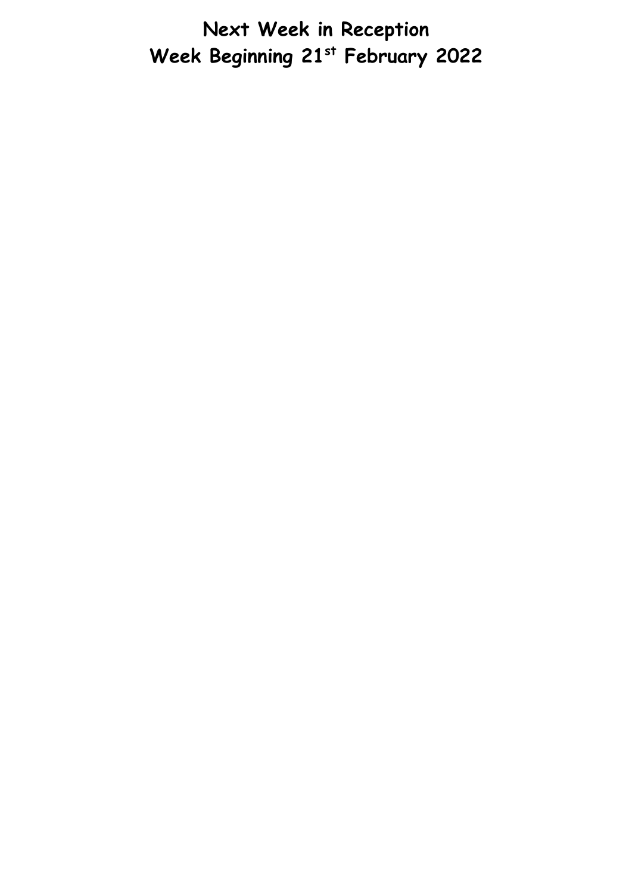# Next Week in Reception
# Week Beginning 21st February 2022